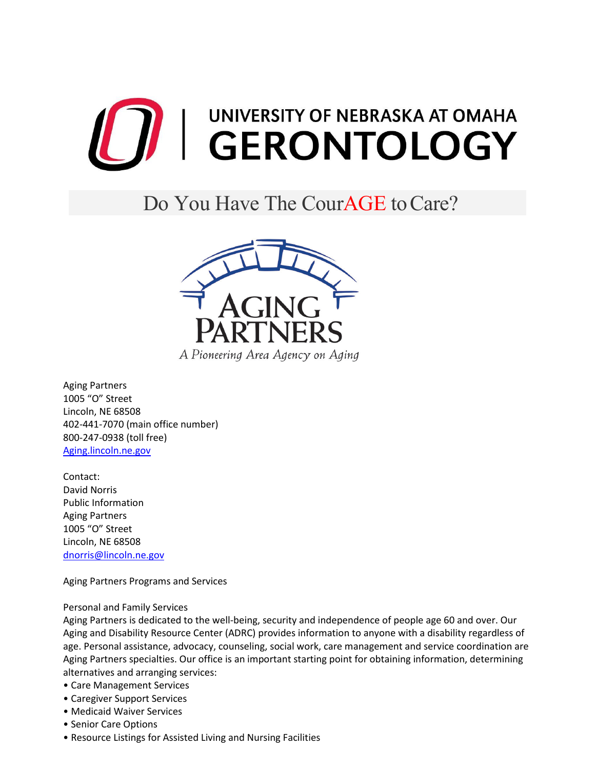UNIVERSITY OF NEBRASKA AT OMAHA
# GERONTOLOGY

## Do You Have The CourAGE to Care?

AGING PARTNERS
*A Pioneering Area Agency on Aging*

Aging Partners
1005 "O" Street
Lincoln, NE 68508
402-441-7070 (main office number)
800-247-0938 (toll free)
Aging.lincoln.ne.gov

Contact:
David Norris
Public Information
Aging Partners
1005 "O" Street
Lincoln, NE 68508
dnorris@lincoln.ne.gov

Aging Partners Programs and Services

Personal and Family Services
Aging Partners is dedicated to the well-being, security and independence of people age 60 and over. Our Aging and Disability Resource Center (ADRC) provides information to anyone with a disability regardless of age. Personal assistance, advocacy, counseling, social work, care management and service coordination are Aging Partners specialties. Our office is an important starting point for obtaining information, determining alternatives and arranging services:

- Care Management Services
- Caregiver Support Services
- Medicaid Waiver Services
- Senior Care Options
- Resource Listings for Assisted Living and Nursing Facilities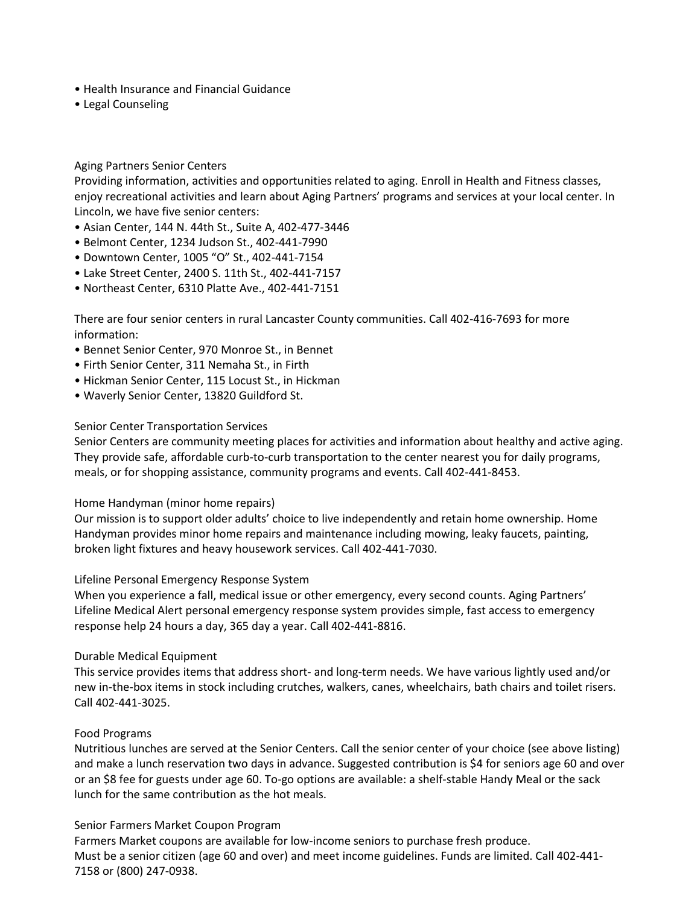- Health Insurance and Financial Guidance
- Legal Counseling

## Aging Partners Senior Centers

Providing information, activities and opportunities related to aging. Enroll in Health and Fitness classes, enjoy recreational activities and learn about Aging Partners' programs and services at your local center. In Lincoln, we have five senior centers:

- Asian Center, 144 N. 44th St., Suite A, 402-477-3446
- Belmont Center, 1234 Judson St., 402-441-7990
- Downtown Center, 1005 "O" St., 402-441-7154
- Lake Street Center, 2400 S. 11th St., 402-441-7157
- Northeast Center, 6310 Platte Ave., 402-441-7151

There are four senior centers in rural Lancaster County communities. Call 402-416-7693 for more information:

- Bennet Senior Center, 970 Monroe St., in Bennet
- Firth Senior Center, 311 Nemaha St., in Firth
- Hickman Senior Center, 115 Locust St., in Hickman
- Waverly Senior Center, 13820 Guildford St.

## Senior Center Transportation Services

Senior Centers are community meeting places for activities and information about healthy and active aging. They provide safe, affordable curb-to-curb transportation to the center nearest you for daily programs, meals, or for shopping assistance, community programs and events. Call 402-441-8453.

## Home Handyman (minor home repairs)

Our mission is to support older adults' choice to live independently and retain home ownership. Home Handyman provides minor home repairs and maintenance including mowing, leaky faucets, painting, broken light fixtures and heavy housework services. Call 402-441-7030.

## Lifeline Personal Emergency Response System

When you experience a fall, medical issue or other emergency, every second counts. Aging Partners' Lifeline Medical Alert personal emergency response system provides simple, fast access to emergency response help 24 hours a day, 365 day a year. Call 402-441-8816.

## Durable Medical Equipment

This service provides items that address short- and long-term needs. We have various lightly used and/or new in-the-box items in stock including crutches, walkers, canes, wheelchairs, bath chairs and toilet risers. Call 402-441-3025.

## Food Programs

Nutritious lunches are served at the Senior Centers. Call the senior center of your choice (see above listing) and make a lunch reservation two days in advance. Suggested contribution is $4 for seniors age 60 and over or an $8 fee for guests under age 60. To-go options are available: a shelf-stable Handy Meal or the sack lunch for the same contribution as the hot meals.

## Senior Farmers Market Coupon Program

Farmers Market coupons are available for low-income seniors to purchase fresh produce.
Must be a senior citizen (age 60 and over) and meet income guidelines. Funds are limited. Call 402-441-7158 or (800) 247-0938.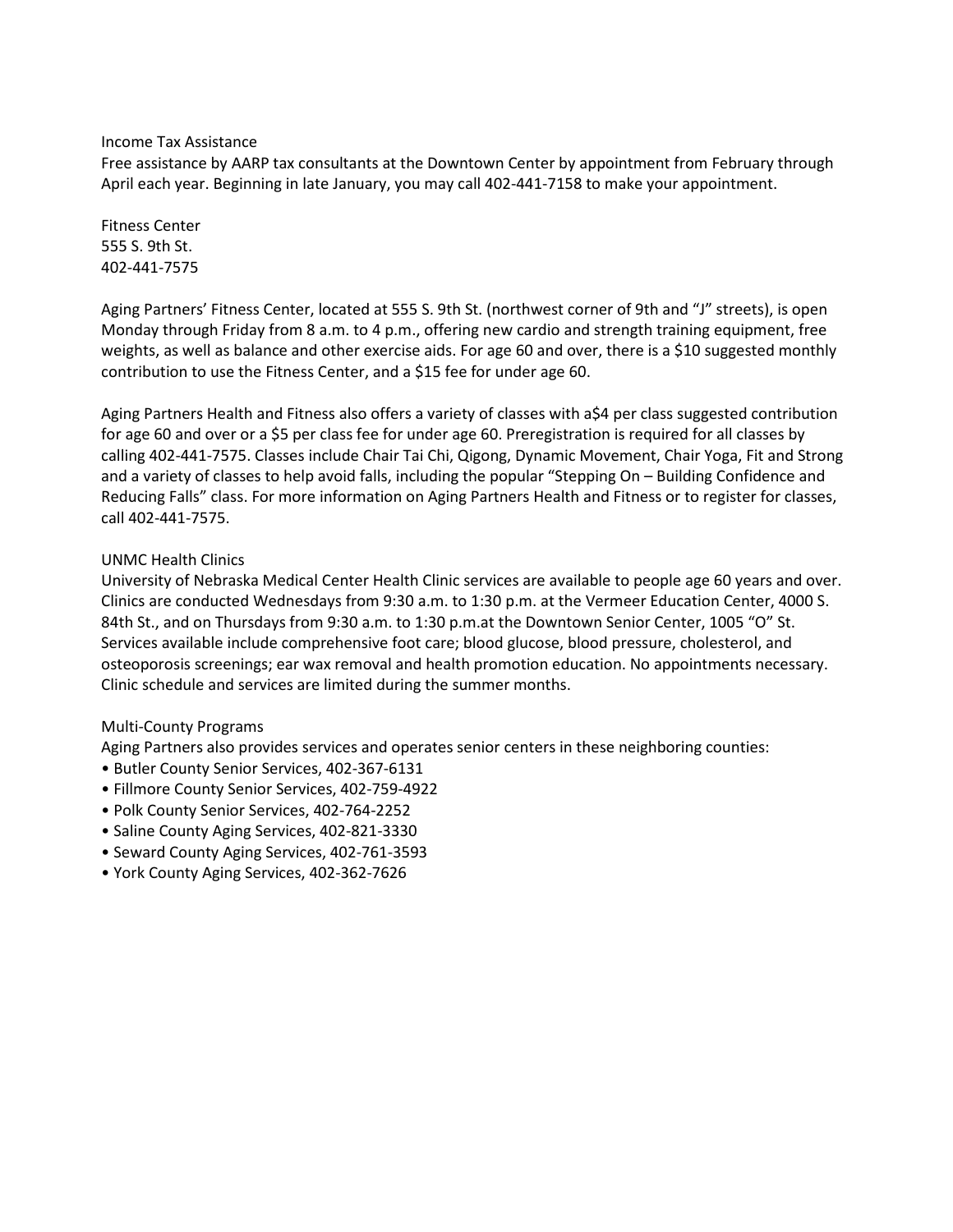## Income Tax Assistance

Free assistance by AARP tax consultants at the Downtown Center by appointment from February through April each year. Beginning in late January, you may call 402-441-7158 to make your appointment.

## Fitness Center

555 S. 9th St.
402-441-7575

Aging Partners' Fitness Center, located at 555 S. 9th St. (northwest corner of 9th and "J" streets), is open Monday through Friday from 8 a.m. to 4 p.m., offering new cardio and strength training equipment, free weights, as well as balance and other exercise aids. For age 60 and over, there is a $10 suggested monthly contribution to use the Fitness Center, and a $15 fee for under age 60.

Aging Partners Health and Fitness also offers a variety of classes with a$4 per class suggested contribution for age 60 and over or a $5 per class fee for under age 60. Preregistration is required for all classes by calling 402-441-7575. Classes include Chair Tai Chi, Qigong, Dynamic Movement, Chair Yoga, Fit and Strong and a variety of classes to help avoid falls, including the popular "Stepping On – Building Confidence and Reducing Falls" class. For more information on Aging Partners Health and Fitness or to register for classes, call 402-441-7575.

## UNMC Health Clinics

University of Nebraska Medical Center Health Clinic services are available to people age 60 years and over. Clinics are conducted Wednesdays from 9:30 a.m. to 1:30 p.m. at the Vermeer Education Center, 4000 S. 84th St., and on Thursdays from 9:30 a.m. to 1:30 p.m.at the Downtown Senior Center, 1005 "O" St. Services available include comprehensive foot care; blood glucose, blood pressure, cholesterol, and osteoporosis screenings; ear wax removal and health promotion education. No appointments necessary. Clinic schedule and services are limited during the summer months.

## Multi-County Programs

Aging Partners also provides services and operates senior centers in these neighboring counties:

- Butler County Senior Services, 402-367-6131
- Fillmore County Senior Services, 402-759-4922
- Polk County Senior Services, 402-764-2252
- Saline County Aging Services, 402-821-3330
- Seward County Aging Services, 402-761-3593
- York County Aging Services, 402-362-7626